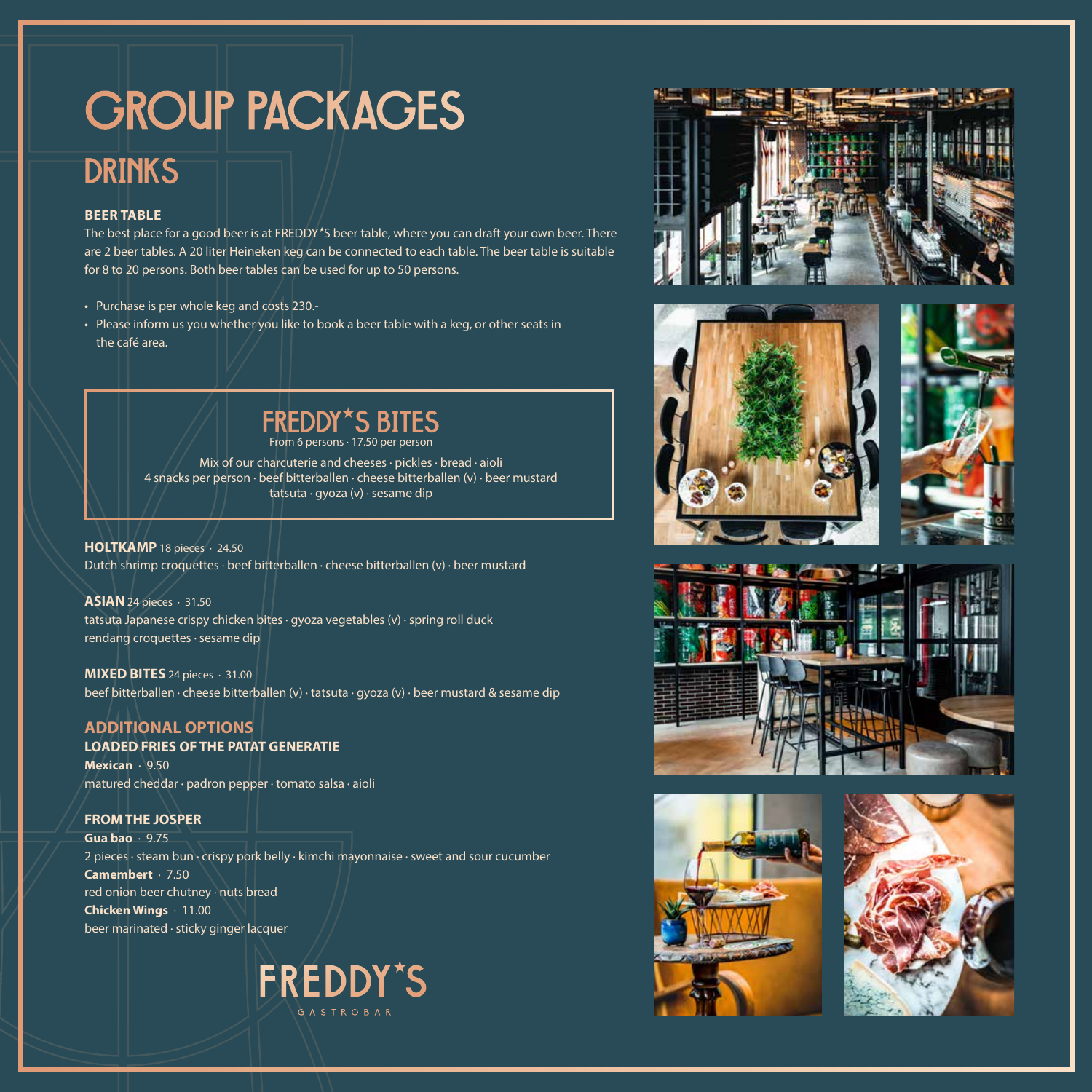# GROUP PACKAGES

## DRINKS

**BEER TABLE**

The best place for a good beer is at FREDDY*S beer table, where you can draft your own beer. There are 2 beer tables. A 20 liter Heineken keg can be connected to each table. The beer table is suitable for 8 to 20 persons. Both beer tables can be used for up to 50 persons.

- Purchase is per whole keg and costs 230.-
- Please inform us you whether you like to book a beer table with a keg, or other seats in the café area.

## FREDDY*S BITES

From 6 persons · 17.50 per person

Mix of our charcuterie and cheeses · pickles · bread · aioli
4 snacks per person · beef bitterballen · cheese bitterballen (v) · beer mustard
tatsuta · gyoza (v) · sesame dip

**HOLTKAMP** 18 pieces · 24.50
Dutch shrimp croquettes · beef bitterballen · cheese bitterballen (v) · beer mustard

**ASIAN** 24 pieces · 31.50
tatsuta Japanese crispy chicken bites · gyoza vegetables (v) · spring roll duck
rendang croquettes · sesame dip

**MIXED BITES** 24 pieces · 31.00
beef bitterballen · cheese bitterballen (v) · tatsuta · gyoza (v) · beer mustard & sesame dip

### ADDITIONAL OPTIONS

**LOADED FRIES OF THE PATAT GENERATIE**

**Mexican** · 9.50
matured cheddar · padron pepper · tomato salsa · aioli

**FROM THE JOSPER**

**Gua bao** · 9.75
2 pieces · steam bun · crispy pork belly · kimchi mayonnaise · sweet and sour cucumber

**Camembert** · 7.50
red onion beer chutney · nuts bread

**Chicken Wings** · 11.00
beer marinated · sticky ginger lacquer

FREDDY*S
GASTROBAR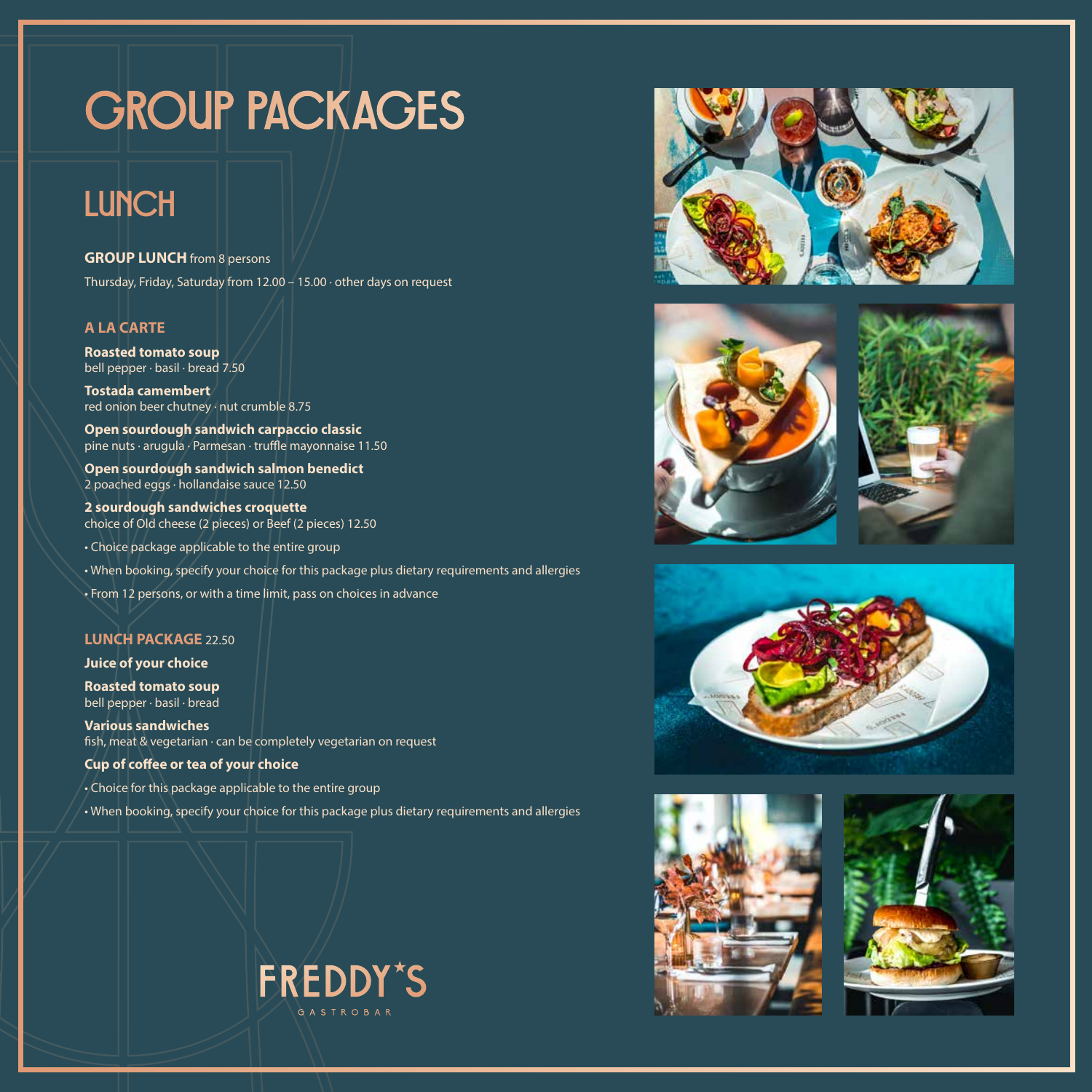# GROUP PACKAGES

## LUNCH

**GROUP LUNCH** from 8 persons

Thursday, Friday, Saturday from 12.00 – 15.00 · other days on request

### A LA CARTE

**Roasted tomato soup**
bell pepper · basil · bread 7.50

**Tostada camembert**
red onion beer chutney · nut crumble 8.75

**Open sourdough sandwich carpaccio classic**
pine nuts · arugula · Parmesan · truffle mayonnaise 11.50

**Open sourdough sandwich salmon benedict**
2 poached eggs · hollandaise sauce 12.50

**2 sourdough sandwiches croquette**
choice of Old cheese (2 pieces) or Beef (2 pieces) 12.50

- Choice package applicable to the entire group
- When booking, specify your choice for this package plus dietary requirements and allergies
- From 12 persons, or with a time limit, pass on choices in advance

### LUNCH PACKAGE 22.50

**Juice of your choice**

**Roasted tomato soup**
bell pepper · basil · bread

**Various sandwiches**
fish, meat & vegetarian · can be completely vegetarian on request

**Cup of coffee or tea of your choice**

- Choice for this package applicable to the entire group
- When booking, specify your choice for this package plus dietary requirements and allergies

FREDDY*S
GASTROBAR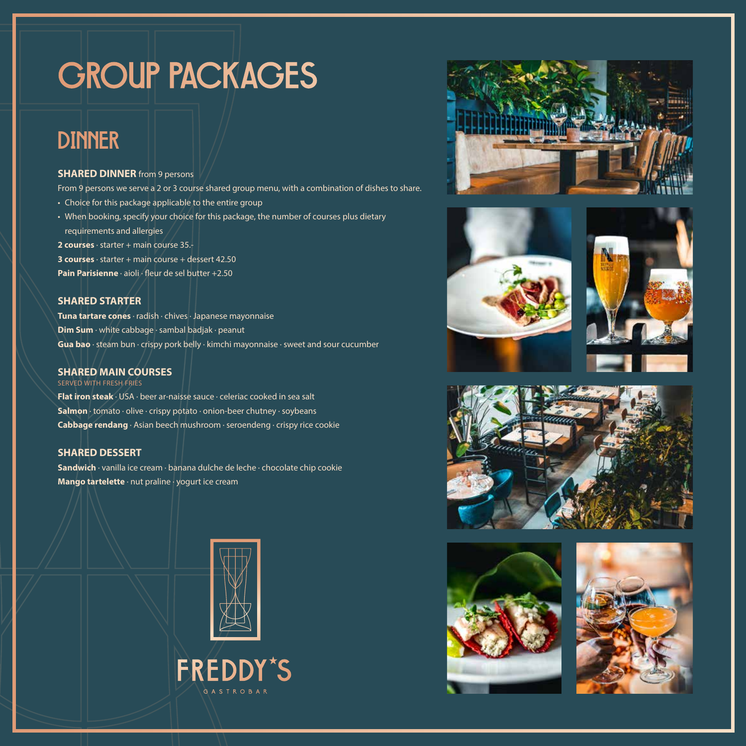# GROUP PACKAGES

## DINNER

**SHARED DINNER** from 9 persons

From 9 persons we serve a 2 or 3 course shared group menu, with a combination of dishes to share.

- Choice for this package applicable to the entire group
- When booking, specify your choice for this package, the number of courses plus dietary requirements and allergies

**2 courses** · starter + main course 35.-

**3 courses** · starter + main course + dessert 42.50

**Pain Parisienne** · aioli · fleur de sel butter +2.50

### SHARED STARTER

**Tuna tartare cones** · radish · chives · Japanese mayonnaise

**Dim Sum** · white cabbage · sambal badjak · peanut

**Gua bao** · steam bun · crispy pork belly · kimchi mayonnaise · sweet and sour cucumber

### SHARED MAIN COURSES

SERVED WITH FRESH FRIES

**Flat iron steak** · USA · beer ar-naisse sauce · celeriac cooked in sea salt

**Salmon** · tomato · olive · crispy potato · onion-beer chutney · soybeans

**Cabbage rendang** · Asian beech mushroom · seroendeng · crispy rice cookie

### SHARED DESSERT

**Sandwich** · vanilla ice cream · banana dulche de leche · chocolate chip cookie

**Mango tartelette** · nut praline · yogurt ice cream

FREDDY*S

GASTROBAR